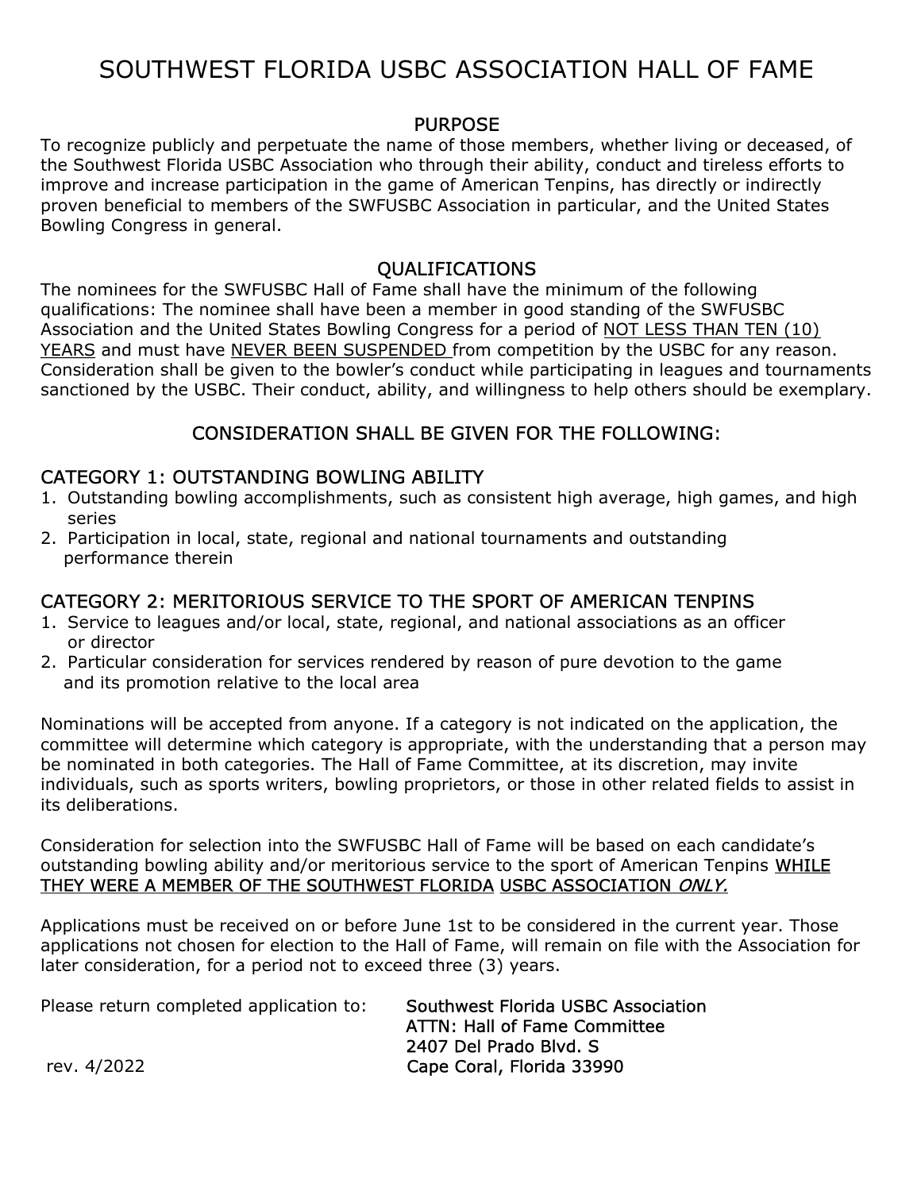# SOUTHWEST FLORIDA USBC ASSOCIATION HALL OF FAME

## PURPOSE

To recognize publicly and perpetuate the name of those members, whether living or deceased, of the Southwest Florida USBC Association who through their ability, conduct and tireless efforts to improve and increase participation in the game of American Tenpins, has directly or indirectly proven beneficial to members of the SWFUSBC Association in particular, and the United States Bowling Congress in general.

## QUALIFICATIONS

The nominees for the SWFUSBC Hall of Fame shall have the minimum of the following qualifications: The nominee shall have been a member in good standing of the SWFUSBC Association and the United States Bowling Congress for a period of <u>NOT LESS THAN TEN (10) YEARS</u> and must have <u>NEVER BEEN SUSPENDED</u> from competition by the USBC for any reason. Consideration shall be given to the bowler's conduct while participating in leagues and tournaments sanctioned by the USBC. Their conduct, ability, and willingness to help others should be exemplary.

## CONSIDERATION SHALL BE GIVEN FOR THE FOLLOWING:

### CATEGORY 1: OUTSTANDING BOWLING ABILITY

1. Outstanding bowling accomplishments, such as consistent high average, high games, and high series
2. Participation in local, state, regional and national tournaments and outstanding performance therein

### CATEGORY 2: MERITORIOUS SERVICE TO THE SPORT OF AMERICAN TENPINS

1. Service to leagues and/or local, state, regional, and national associations as an officer or director
2. Particular consideration for services rendered by reason of pure devotion to the game and its promotion relative to the local area

Nominations will be accepted from anyone. If a category is not indicated on the application, the committee will determine which category is appropriate, with the understanding that a person may be nominated in both categories. The Hall of Fame Committee, at its discretion, may invite individuals, such as sports writers, bowling proprietors, or those in other related fields to assist in its deliberations.

Consideration for selection into the SWFUSBC Hall of Fame will be based on each candidate's outstanding bowling ability and/or meritorious service to the sport of American Tenpins <u>WHILE THEY WERE A MEMBER OF THE SOUTHWEST FLORIDA USBC ASSOCIATION *ONLY.*</u>

Applications must be received on or before June 1st to be considered in the current year. Those applications not chosen for election to the Hall of Fame, will remain on file with the Association for later consideration, for a period not to exceed three (3) years.

Please return completed application to:

Southwest Florida USBC Association
ATTN: Hall of Fame Committee
2407 Del Prado Blvd. S
Cape Coral, Florida 33990

rev. 4/2022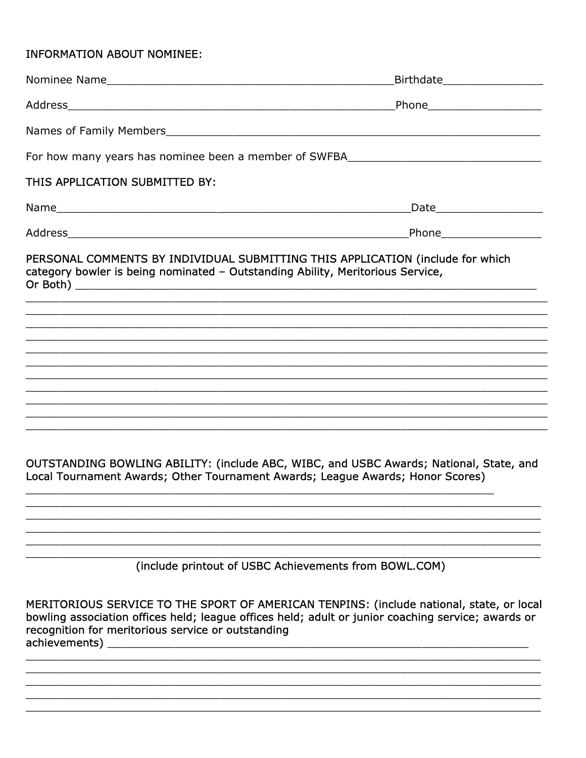INFORMATION ABOUT NOMINEE:

Nominee Name_____________________________________________Birthdate_______________

Address__________________________________________________Phone_________________

Names of Family Members__________________________________________________________

For how many years has nominee been a member of SWFBA_____________________________

THIS APPLICATION SUBMITTED BY:

Name____________________________________________________Date________________

Address__________________________________________________Phone_______________

PERSONAL COMMENTS BY INDIVIDUAL SUBMITTING THIS APPLICATION (include for which category bowler is being nominated – Outstanding Ability, Meritorious Service, Or Both) ____________________________________________________________________

________________________________________________________________________________
________________________________________________________________________________
________________________________________________________________________________
________________________________________________________________________________
________________________________________________________________________________
________________________________________________________________________________
________________________________________________________________________________
________________________________________________________________________________
________________________________________________________________________________
________________________________________________________________________________
________________________________________________________________________________

OUTSTANDING BOWLING ABILITY: (include ABC, WIBC, and USBC Awards; National, State, and Local Tournament Awards; Other Tournament Awards; League Awards; Honor Scores)
________________________________________________________________________________
________________________________________________________________________________
________________________________________________________________________________
________________________________________________________________________________
________________________________________________________________________________
________________________________________________________________________________

(include printout of USBC Achievements from BOWL.COM)

MERITORIOUS SERVICE TO THE SPORT OF AMERICAN TENPINS: (include national, state, or local bowling association offices held; league offices held; adult or junior coaching service; awards or recognition for meritorious service or outstanding achievements) ___________________________________________________________________

________________________________________________________________________________
________________________________________________________________________________
________________________________________________________________________________
________________________________________________________________________________
________________________________________________________________________________